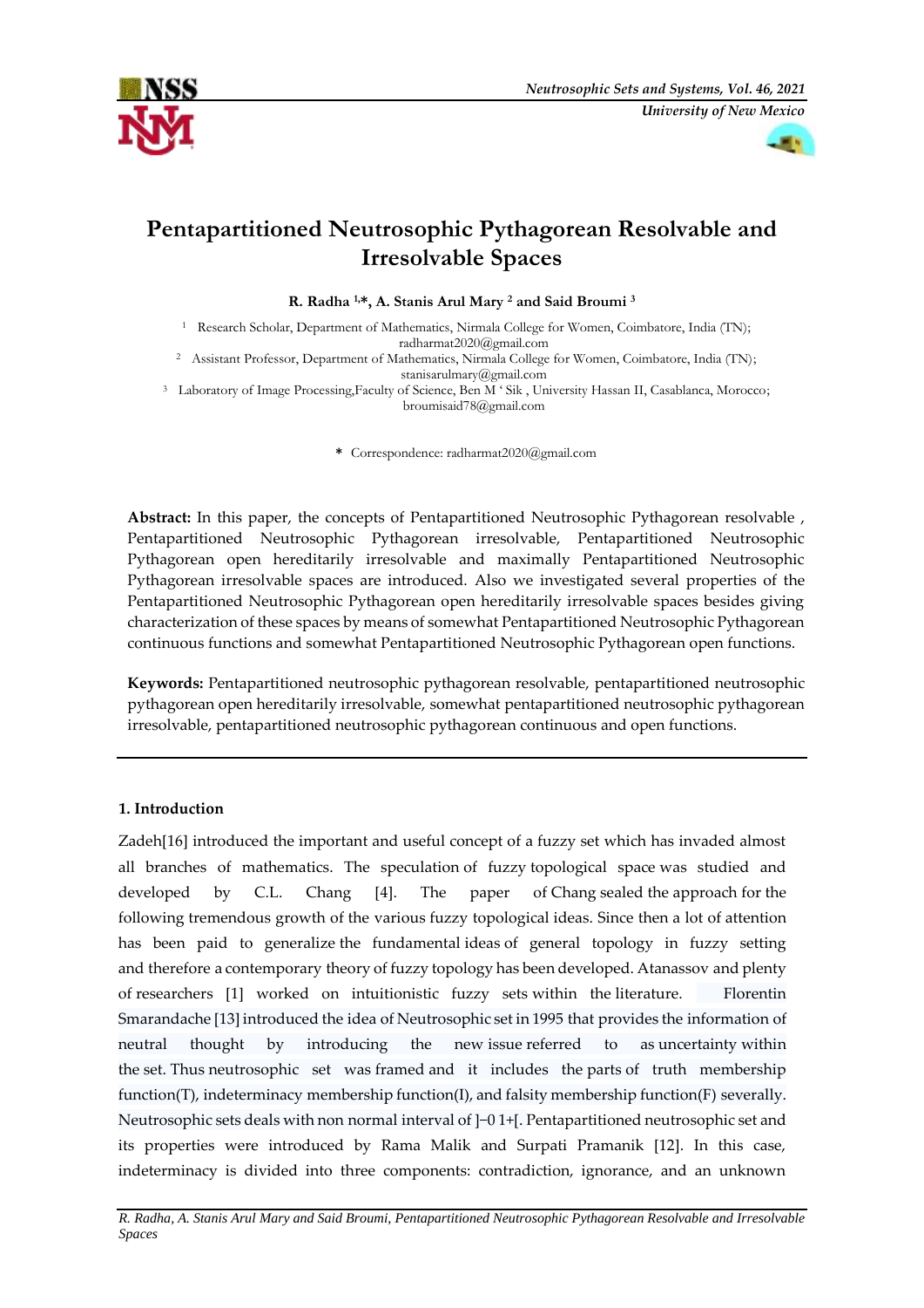# Pentapartitioned Neutrosophic Pythagorean Resolvable and Irresolvable Spaces

**R. Radha [1],\*, A. Stanis Arul Mary [2] and Said Broumi [3]**

[1] Research Scholar, Department of Mathematics, Nirmala College for Women, Coimbatore, India (TN); radharmat2020@gmail.com

[2] Assistant Professor, Department of Mathematics, Nirmala College for Women, Coimbatore, India (TN); stanisarulmary@gmail.com

[3] Laboratory of Image Processing,Faculty of Science, Ben M ' Sik , University Hassan II, Casablanca, Morocco; broumisaid78@gmail.com

\* Correspondence: radharmat2020@gmail.com

**Abstract:** In this paper, the concepts of Pentapartitioned Neutrosophic Pythagorean resolvable , Pentapartitioned Neutrosophic Pythagorean irresolvable, Pentapartitioned Neutrosophic Pythagorean open hereditarily irresolvable and maximally Pentapartitioned Neutrosophic Pythagorean irresolvable spaces are introduced. Also we investigated several properties of the Pentapartitioned Neutrosophic Pythagorean open hereditarily irresolvable spaces besides giving characterization of these spaces by means of somewhat Pentapartitioned Neutrosophic Pythagorean continuous functions and somewhat Pentapartitioned Neutrosophic Pythagorean open functions.

**Keywords:** Pentapartitioned neutrosophic pythagorean resolvable, pentapartitioned neutrosophic pythagorean open hereditarily irresolvable, somewhat pentapartitioned neutrosophic pythagorean irresolvable, pentapartitioned neutrosophic pythagorean continuous and open functions.

## 1. Introduction

Zadeh[16] introduced the important and useful concept of a fuzzy set which has invaded almost all branches of mathematics. The speculation of fuzzy topological space was studied and developed by C.L. Chang [4]. The paper of Chang sealed the approach for the following tremendous growth of the various fuzzy topological ideas. Since then a lot of attention has been paid to generalize the fundamental ideas of general topology in fuzzy setting and therefore a contemporary theory of fuzzy topology has been developed. Atanassov and plenty of researchers [1] worked on intuitionistic fuzzy sets within the literature. Florentin Smarandache [13] introduced the idea of Neutrosophic set in 1995 that provides the information of neutral thought by introducing the new issue referred to as uncertainty within the set. Thus neutrosophic set was framed and it includes the parts of truth membership function(T), indeterminacy membership function(I), and falsity membership function(F) severally. Neutrosophic sets deals with non normal interval of $]^{-}0\ 1^{+}[$. Pentapartitioned neutrosophic set and its properties were introduced by Rama Malik and Surpati Pramanik [12]. In this case, indeterminacy is divided into three components: contradiction, ignorance, and an unknown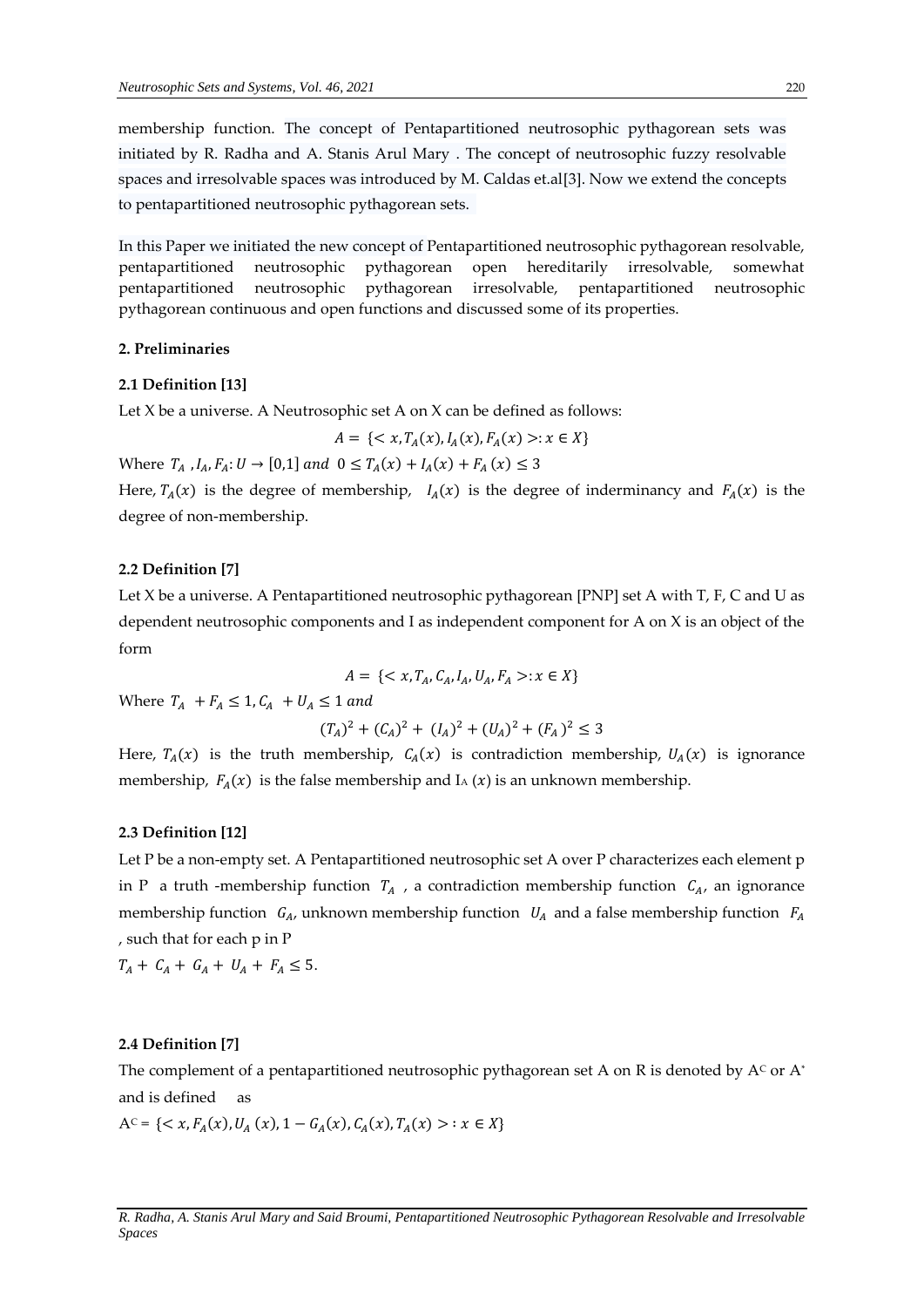membership function. The concept of Pentapartitioned neutrosophic pythagorean sets was initiated by R. Radha and A. Stanis Arul Mary . The concept of neutrosophic fuzzy resolvable spaces and irresolvable spaces was introduced by M. Caldas et.al[3]. Now we extend the concepts to pentapartitioned neutrosophic pythagorean sets.

In this Paper we initiated the new concept of Pentapartitioned neutrosophic pythagorean resolvable, pentapartitioned neutrosophic pythagorean open hereditarily irresolvable, somewhat pentapartitioned neutrosophic pythagorean irresolvable, pentapartitioned neutrosophic pythagorean continuous and open functions and discussed some of its properties.

## 2. Preliminaries

### 2.1 Definition [13]

Let X be a universe. A Neutrosophic set A on X can be defined as follows:

$$A = \{< x, T_A(x), I_A(x), F_A(x) >: x \in X\}$$

Where $T_A, I_A, F_A: U \rightarrow [0,1]$ *and* $0 \leq T_A(x) + I_A(x) + F_A(x) \leq 3$

Here, $T_A(x)$ is the degree of membership, $I_A(x)$ is the degree of inderminancy and $F_A(x)$ is the degree of non-membership.

### 2.2 Definition [7]

Let X be a universe. A Pentapartitioned neutrosophic pythagorean [PNP] set A with T, F, C and U as dependent neutrosophic components and I as independent component for A on X is an object of the form

$$A = \{< x, T_A, C_A, I_A, U_A, F_A >: x \in X\}$$

Where $T_A + F_A \leq 1, C_A + U_A \leq 1$ *and*

$$(T_A)^2 + (C_A)^2 + (I_A)^2 + (U_A)^2 + (F_A)^2 \leq 3$$

Here, $T_A(x)$ is the truth membership, $C_A(x)$ is contradiction membership, $U_A(x)$ is ignorance membership, $F_A(x)$ is the false membership and $I_A(x)$ is an unknown membership.

### 2.3 Definition [12]

Let P be a non-empty set. A Pentapartitioned neutrosophic set A over P characterizes each element p in P a truth -membership function $T_A$ , a contradiction membership function $C_A$, an ignorance membership function $G_A$, unknown membership function $U_A$ and a false membership function $F_A$ , such that for each p in P

$T_A + C_A + G_A + U_A + F_A \leq 5.$

### 2.4 Definition [7]

The complement of a pentapartitioned neutrosophic pythagorean set A on R is denoted by $A^C$ or $A^*$ and is defined as

$A^C = \{< x, F_A(x), U_A(x), 1 - G_A(x), C_A(x), T_A(x) > : x \in X\}$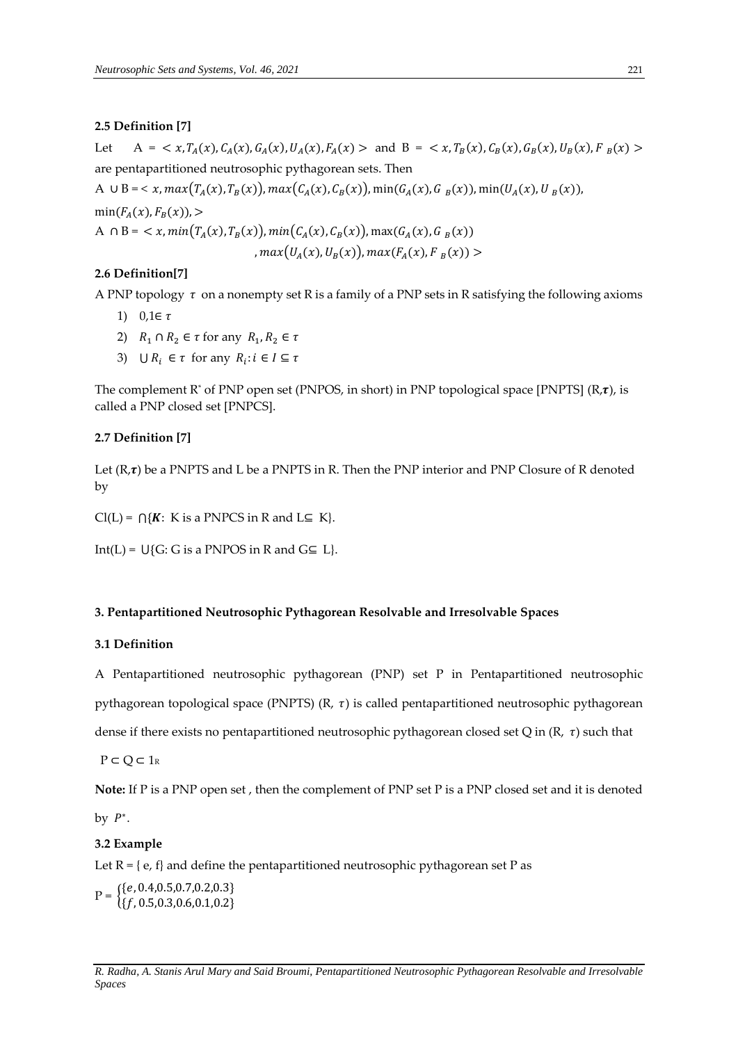### 2.5 Definition [7]

Let $A = < x, T_A(x), C_A(x), G_A(x), U_A(x), F_A(x) >$ and $B = < x, T_B(x), C_B(x), G_B(x), U_B(x), F_B(x) >$ are pentapartitioned neutrosophic pythagorean sets. Then

$A \cup B = < x, max(T_A(x), T_B(x)), max(C_A(x), C_B(x)), \min(G_A(x), G_B(x)), \min(U_A(x), U_B(x)),$
$\min(F_A(x), F_B(x)), >$

$A \cap B = < x, min(T_A(x), T_B(x)), min(C_A(x), C_B(x)), \max(G_A(x), G_B(x))$
$, max(U_A(x), U_B(x)), max(F_A(x), F_B(x)) >$

### 2.6 Definition[7]

A PNP topology $\tau$ on a nonempty set R is a family of a PNP sets in R satisfying the following axioms

1) $0,1 \in \tau$
2) $R_1 \cap R_2 \in \tau$ for any $R_1, R_2 \in \tau$
3) $\cup R_i \in \tau$ for any $R_i : i \in I \subseteq \tau$

The complement R* of PNP open set (PNPOS, in short) in PNP topological space [PNPTS] (R,$\boldsymbol{\tau}$), is called a PNP closed set [PNPCS].

### 2.7 Definition [7]

Let (R,$\boldsymbol{\tau}$) be a PNPTS and L be a PNPTS in R. Then the PNP interior and PNP Closure of R denoted by

Cl(L) = $\cap\{\boldsymbol{K}$: K is a PNPCS in R and L$\subseteq$ K}.

Int(L) = $\cup$\{G: G is a PNPOS in R and G$\subseteq$ L}.

## 3. Pentapartitioned Neutrosophic Pythagorean Resolvable and Irresolvable Spaces

### 3.1 Definition

A Pentapartitioned neutrosophic pythagorean (PNP) set P in Pentapartitioned neutrosophic pythagorean topological space (PNPTS) (R, $\tau$) is called pentapartitioned neutrosophic pythagorean dense if there exists no pentapartitioned neutrosophic pythagorean closed set Q in (R, $\tau$) such that

$P \subset Q \subset 1_R$

**Note:** If P is a PNP open set , then the complement of PNP set P is a PNP closed set and it is denoted by $P^*$.

### 3.2 Example

Let R = { e, f} and define the pentapartitioned neutrosophic pythagorean set P as

$$P = \begin{cases} \{e, 0.4, 0.5, 0.7, 0.2, 0.3\} \\ \{f, 0.5, 0.3, 0.6, 0.1, 0.2\} \end{cases}$$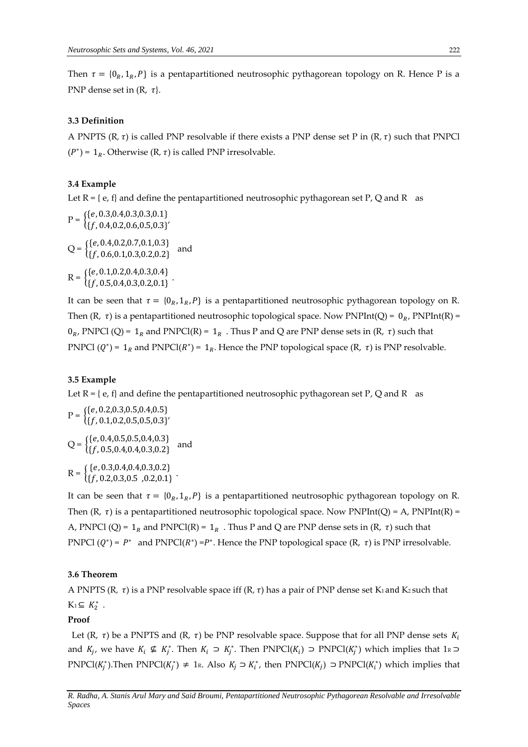Then $\tau = \{0_R, 1_R, P\}$ is a pentapartitioned neutrosophic pythagorean topology on R. Hence P is a PNP dense set in (R, $\tau$}.

### 3.3 Definition

A PNPTS (R, $\tau$) is called PNP resolvable if there exists a PNP dense set P in (R, $\tau$) such that PNPCl ($P^*$) = $1_R$. Otherwise (R, $\tau$) is called PNP irresolvable.

### 3.4 Example

Let R = { e, f} and define the pentapartitioned neutrosophic pythagorean set P, Q and R as

$$P = \begin{cases} \{e, 0.3, 0.4, 0.3, 0.3, 0.1\} \\ \{f, 0.4, 0.2, 0.6, 0.5, 0.3\}' \end{cases}$$

$$Q = \begin{cases} \{e, 0.4, 0.2, 0.7, 0.1, 0.3\} \\ \{f, 0.6, 0.1, 0.3, 0.2, 0.2\} \end{cases} \text{ and}$$

$$R = \begin{cases} \{e, 0.1, 0.2, 0.4, 0.3, 0.4\} \\ \{f, 0.5, 0.4, 0.3, 0.2, 0.1\} \end{cases}.$$

It can be seen that $\tau = \{0_R, 1_R, P\}$ is a pentapartitioned neutrosophic pythagorean topology on R. Then (R, $\tau$) is a pentapartitioned neutrosophic topological space. Now PNPInt(Q) = $0_R$, PNPInt(R) = $0_R$, PNPCl (Q) = $1_R$ and PNPCl(R) = $1_R$ . Thus P and Q are PNP dense sets in (R, $\tau$) such that PNPCl ($Q^*$) = $1_R$ and PNPCl($R^*$) = $1_R$. Hence the PNP topological space (R, $\tau$) is PNP resolvable.

### 3.5 Example

Let R = { e, f} and define the pentapartitioned neutrosophic pythagorean set P, Q and R as

$$P = \begin{cases} \{e, 0.2, 0.3, 0.5, 0.4, 0.5\} \\ \{f, 0.1, 0.2, 0.5, 0.5, 0.3\}' \end{cases}$$

$$Q = \begin{cases} \{e, 0.4, 0.5, 0.5, 0.4, 0.3\} \\ \{f, 0.5, 0.4, 0.4, 0.3, 0.2\} \end{cases} \text{ and}$$

$$R = \begin{cases} \{e, 0.3, 0.4, 0.4, 0.3, 0.2\} \\ \{f, 0.2, 0.3, 0.5\ , 0.2, 0.1\} \end{cases}.$$

It can be seen that $\tau = \{0_R, 1_R, P\}$ is a pentapartitioned neutrosophic pythagorean topology on R. Then (R, $\tau$) is a pentapartitioned neutrosophic topological space. Now PNPInt(Q) = A, PNPInt(R) = A, PNPCl (Q) = $1_R$ and PNPCl(R) = $1_R$ . Thus P and Q are PNP dense sets in (R, $\tau$) such that PNPCl ($Q^*$) = $P^*$ and PNPCl($R^*$) =$P^*$. Hence the PNP topological space (R, $\tau$) is PNP irresolvable.

### 3.6 Theorem

A PNPTS (R, $\tau$) is a PNP resolvable space iff (R, $\tau$) has a pair of PNP dense set $K_1$ and $K_2$ such that $K_1 \subseteq K_2^*$ .

**Proof**

Let (R, $\tau$) be a PNPTS and (R, $\tau$) be PNP resolvable space. Suppose that for all PNP dense sets $K_i$ and $K_j$, we have $K_i \nsubseteq K_j^*$. Then $K_i \supset K_j^*$. Then PNPCl($K_i$) $\supset$ PNPCl($K_j^*$) which implies that $1_R \supset$ PNPCl($K_j^*$).Then PNPCl($K_j^*$) $\neq$ $1_R$. Also $K_j \supset K_i^*$, then PNPCl($K_j$) $\supset$ PNPCl($K_i^*$) which implies that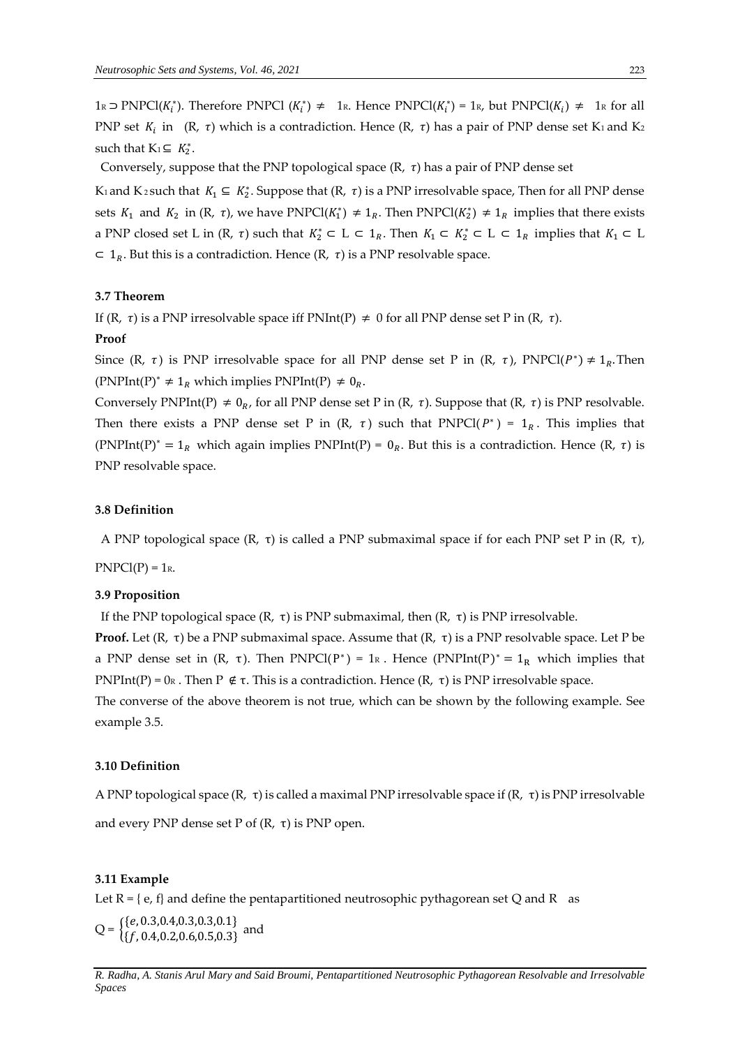$1_R \supset$ PNPCl($K_i^*$). Therefore PNPCl ($K_i^*$) $\neq$ $1_R$. Hence PNPCl($K_i^*$) = $1_R$, but PNPCl($K_i$) $\neq$ $1_R$ for all PNP set $K_i$ in (R, $\tau$) which is a contradiction. Hence (R, $\tau$) has a pair of PNP dense set $K_1$ and $K_2$ such that $K_1 \subseteq K_2^*$.

Conversely, suppose that the PNP topological space (R, $\tau$) has a pair of PNP dense set $K_1$ and $K_2$ such that $K_1 \subseteq K_2^*$. Suppose that (R, $\tau$) is a PNP irresolvable space, Then for all PNP dense sets $K_1$ and $K_2$ in (R, $\tau$), we have PNPCl($K_1^*$) $\neq 1_R$. Then PNPCl($K_2^*$) $\neq 1_R$ implies that there exists a PNP closed set L in (R, $\tau$) such that $K_2^* \subset$ L $\subset 1_R$. Then $K_1 \subset K_2^* \subset$ L $\subset 1_R$ implies that $K_1 \subset$ L $\subset 1_R$. But this is a contradiction. Hence (R, $\tau$) is a PNP resolvable space.

### 3.7 Theorem

If (R, $\tau$) is a PNP irresolvable space iff PNInt(P) $\neq$ 0 for all PNP dense set P in (R, $\tau$).

**Proof**

Since (R, $\tau$) is PNP irresolvable space for all PNP dense set P in (R, $\tau$), PNPCl($P^*$) $\neq 1_R$. Then (PNPInt(P)$^*$ $\neq 1_R$ which implies PNPInt(P) $\neq 0_R$.

Conversely PNPInt(P) $\neq 0_R$, for all PNP dense set P in (R, $\tau$). Suppose that (R, $\tau$) is PNP resolvable. Then there exists a PNP dense set P in (R, $\tau$) such that PNPCl($P^*$) = $1_R$. This implies that (PNPInt(P)$^*$ = $1_R$ which again implies PNPInt(P) = $0_R$. But this is a contradiction. Hence (R, $\tau$) is PNP resolvable space.

### 3.8 Definition

A PNP topological space (R, τ) is called a PNP submaximal space if for each PNP set P in (R, τ), PNPCl(P) = $1_R$.

### 3.9 Proposition

If the PNP topological space (R, τ) is PNP submaximal, then (R, τ) is PNP irresolvable.

**Proof.** Let (R, τ) be a PNP submaximal space. Assume that (R, τ) is a PNP resolvable space. Let P be a PNP dense set in (R, τ). Then PNPCl($P^*$) = $1_R$. Hence (PNPInt(P)$^*$ = $1_R$ which implies that PNPInt(P) = $0_R$. Then P $\notin$ τ. This is a contradiction. Hence (R, τ) is PNP irresolvable space.

The converse of the above theorem is not true, which can be shown by the following example. See example 3.5.

### 3.10 Definition

A PNP topological space (R, τ) is called a maximal PNP irresolvable space if (R, τ) is PNP irresolvable and every PNP dense set P of (R, τ) is PNP open.

### 3.11 Example

Let R = { e, f} and define the pentapartitioned neutrosophic pythagorean set Q and R as

$$Q = \begin{cases} \{e, 0.3, 0.4, 0.3, 0.3, 0.1\} \\ \{f, 0.4, 0.2, 0.6, 0.5, 0.3\} \end{cases} \text{ and}$$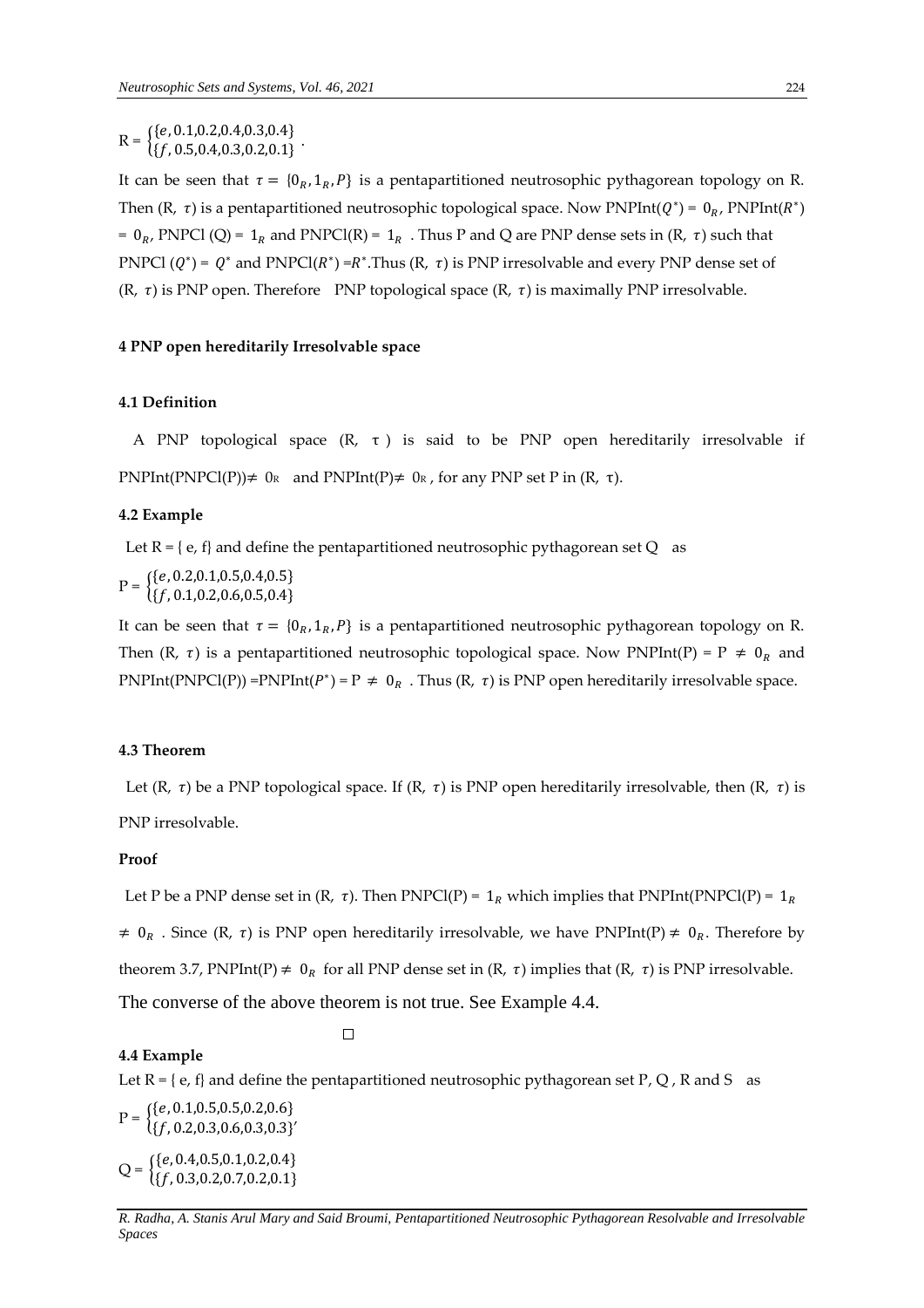$R = \begin{cases}\{e, 0.1, 0.2, 0.4, 0.3, 0.4\}\\ \{f, 0.5, 0.4, 0.3, 0.2, 0.1\}\end{cases}$.

It can be seen that $\tau = \{0_R, 1_R, P\}$ is a pentapartitioned neutrosophic pythagorean topology on R. Then (R, $\tau$) is a pentapartitioned neutrosophic topological space. Now PNPInt($Q^*$) = $0_R$, PNPInt($R^*$) = $0_R$, PNPCl (Q) = $1_R$ and PNPCl(R) = $1_R$ . Thus P and Q are PNP dense sets in (R, $\tau$) such that PNPCl ($Q^*$) = $Q^*$ and PNPCl($R^*$) =$R^*$.Thus (R, $\tau$) is PNP irresolvable and every PNP dense set of (R, $\tau$) is PNP open. Therefore PNP topological space (R, $\tau$) is maximally PNP irresolvable.

## 4 PNP open hereditarily Irresolvable space

### 4.1 Definition

A PNP topological space (R, τ ) is said to be PNP open hereditarily irresolvable if PNPInt(PNPCl(P))≠ $0_R$ and PNPInt(P)≠ $0_R$ , for any PNP set P in (R, τ).

### 4.2 Example

Let R = { e, f} and define the pentapartitioned neutrosophic pythagorean set Q as

$P = \begin{cases}\{e, 0.2, 0.1, 0.5, 0.4, 0.5\}\\ \{f, 0.1, 0.2, 0.6, 0.5, 0.4\}\end{cases}$

It can be seen that $\tau = \{0_R, 1_R, P\}$ is a pentapartitioned neutrosophic pythagorean topology on R. Then (R, $\tau$) is a pentapartitioned neutrosophic topological space. Now PNPInt(P) = P $\neq 0_R$ and PNPInt(PNPCl(P)) =PNPInt($P^*$) = P $\neq 0_R$ . Thus (R, $\tau$) is PNP open hereditarily irresolvable space.

### 4.3 Theorem

Let (R, $\tau$) be a PNP topological space. If (R, $\tau$) is PNP open hereditarily irresolvable, then (R, $\tau$) is PNP irresolvable.

**Proof**

Let P be a PNP dense set in (R, $\tau$). Then PNPCl(P) = $1_R$ which implies that PNPInt(PNPCl(P) = $1_R$ $\neq 0_R$ . Since (R, $\tau$) is PNP open hereditarily irresolvable, we have PNPInt(P) $\neq 0_R$. Therefore by theorem 3.7, PNPInt(P) $\neq 0_R$ for all PNP dense set in (R, $\tau$) implies that (R, $\tau$) is PNP irresolvable.

The converse of the above theorem is not true. See Example 4.4.

□

### 4.4 Example

Let R = { e, f} and define the pentapartitioned neutrosophic pythagorean set P, Q , R and S as

$P = \begin{cases}\{e, 0.1, 0.5, 0.5, 0.2, 0.6\}\\ \{f, 0.2, 0.3, 0.6, 0.3, 0.3\}'\end{cases}$

$Q = \begin{cases}\{e, 0.4, 0.5, 0.1, 0.2, 0.4\}\\ \{f, 0.3, 0.2, 0.7, 0.2, 0.1\}\end{cases}$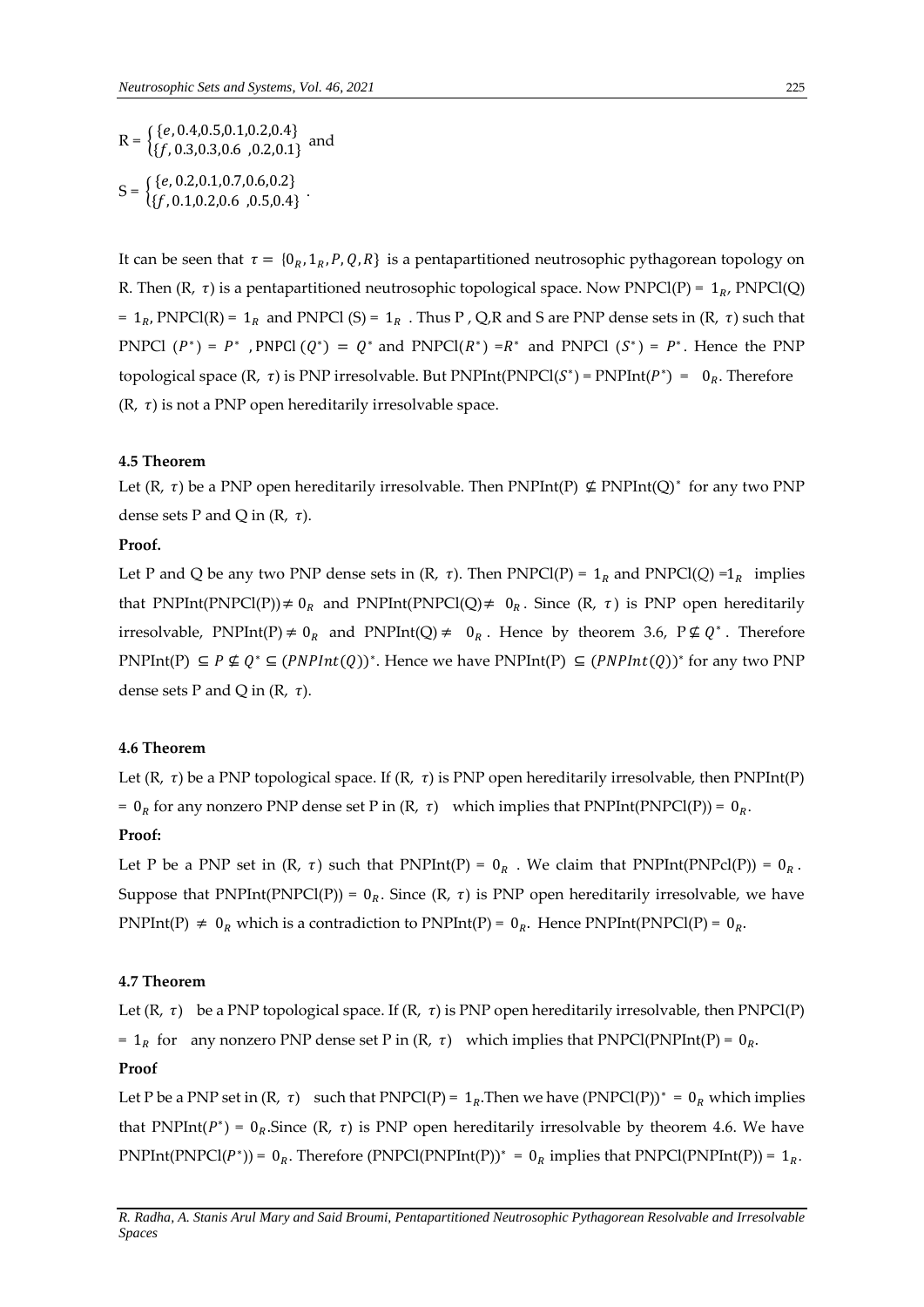R = $\begin{cases} \{e, 0.4, 0.5, 0.1, 0.2, 0.4\} \\ \{f, 0.3, 0.3, 0.6\ \ , 0.2, 0.1\} \end{cases}$ and

S = $\begin{cases} \{e, 0.2, 0.1, 0.7, 0.6, 0.2\} \\ \{f, 0.1, 0.2, 0.6\ \ , 0.5, 0.4\} \end{cases}$.

It can be seen that $\tau = \{0_R, 1_R, P, Q, R\}$ is a pentapartitioned neutrosophic pythagorean topology on R. Then (R, $\tau$) is a pentapartitioned neutrosophic topological space. Now PNPCl(P) = $1_R$, PNPCl(Q) = $1_R$, PNPCl(R) = $1_R$ and PNPCl (S) = $1_R$. Thus P , Q,R and S are PNP dense sets in (R, $\tau$) such that PNPCl ($P^*$) = $P^*$ , PNPCl ($Q^*$) = $Q^*$ and PNPCl($R^*$) =$R^*$ and PNPCl ($S^*$) = $P^*$. Hence the PNP topological space (R, $\tau$) is PNP irresolvable. But PNPInt(PNPCl($S^*$) = PNPInt($P^*$) = $0_R$. Therefore (R, $\tau$) is not a PNP open hereditarily irresolvable space.

#### 4.5 Theorem

Let (R, $\tau$) be a PNP open hereditarily irresolvable. Then PNPInt(P) $\nsubseteq$ PNPInt(Q)$^*$ for any two PNP dense sets P and Q in (R, $\tau$).

**Proof.**

Let P and Q be any two PNP dense sets in (R, $\tau$). Then PNPCl(P) = $1_R$ and PNPCl(Q) =$1_R$ implies that PNPInt(PNPCl(P))$\neq 0_R$ and PNPInt(PNPCl(Q)$\neq 0_R$. Since (R, $\tau$) is PNP open hereditarily irresolvable, PNPInt(P)$\neq 0_R$ and PNPInt(Q)$\neq 0_R$. Hence by theorem 3.6, P$\nsubseteq Q^*$. Therefore PNPInt(P) $\subseteq P \nsubseteq Q^* \subseteq (PNPInt(Q))^*$. Hence we have PNPInt(P) $\subseteq (PNPInt(Q))^*$ for any two PNP dense sets P and Q in (R, $\tau$).

#### 4.6 Theorem

Let (R, $\tau$) be a PNP topological space. If (R, $\tau$) is PNP open hereditarily irresolvable, then PNPInt(P) = $0_R$ for any nonzero PNP dense set P in (R, $\tau$) which implies that PNPInt(PNPCl(P)) = $0_R$.

**Proof:**

Let P be a PNP set in (R, $\tau$) such that PNPInt(P) = $0_R$. We claim that PNPInt(PNPcl(P)) = $0_R$. Suppose that PNPInt(PNPCl(P)) = $0_R$. Since (R, $\tau$) is PNP open hereditarily irresolvable, we have PNPInt(P) $\neq 0_R$ which is a contradiction to PNPInt(P) = $0_R$. Hence PNPInt(PNPCl(P) = $0_R$.

#### 4.7 Theorem

Let (R, $\tau$) be a PNP topological space. If (R, $\tau$) is PNP open hereditarily irresolvable, then PNPCl(P) = $1_R$ for any nonzero PNP dense set P in (R, $\tau$) which implies that PNPCl(PNPInt(P) = $0_R$.

**Proof**

Let P be a PNP set in (R, $\tau$) such that PNPCl(P) = $1_R$.Then we have (PNPCl(P))$^*$ = $0_R$ which implies that PNPInt($P^*$) = $0_R$.Since (R, $\tau$) is PNP open hereditarily irresolvable by theorem 4.6. We have PNPInt(PNPCl($P^*$)) = $0_R$. Therefore (PNPCl(PNPInt(P))$^*$ = $0_R$ implies that PNPCl(PNPInt(P)) = $1_R$.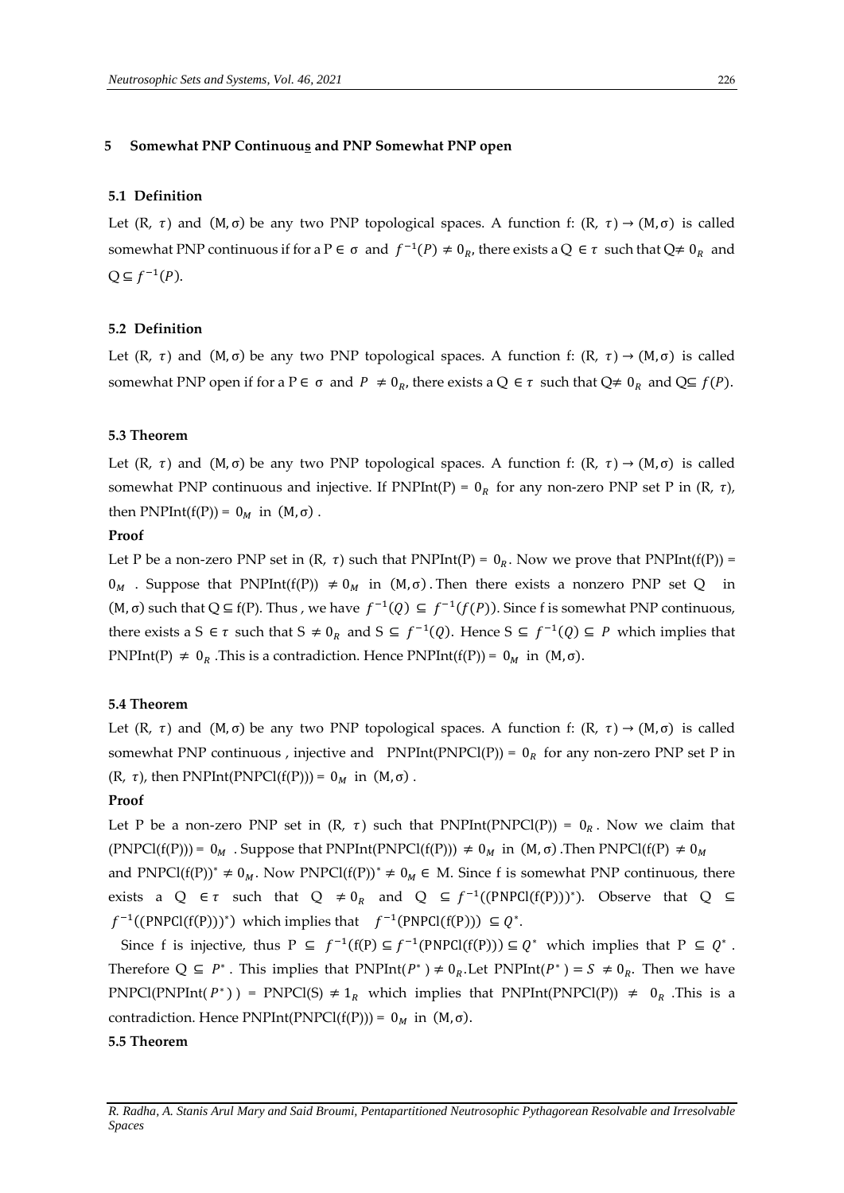## 5 Somewhat PNP Continuous and PNP Somewhat PNP open

### 5.1 Definition

Let (R, $\tau$) and (M, σ) be any two PNP topological spaces. A function f: (R, $\tau$) → (M, σ) is called somewhat PNP continuous if for a P ∈ σ and $f^{-1}(P) \neq 0_R$, there exists a Q ∈ $\tau$ such that Q≠ $0_R$ and Q ⊆ $f^{-1}(P)$.

### 5.2 Definition

Let (R, $\tau$) and (M, σ) be any two PNP topological spaces. A function f: (R, $\tau$) → (M, σ) is called somewhat PNP open if for a P ∈ σ and $P \neq 0_R$, there exists a Q ∈ $\tau$ such that Q≠ $0_R$ and Q⊆ $f(P)$.

### 5.3 Theorem

Let (R, $\tau$) and (M, σ) be any two PNP topological spaces. A function f: (R, $\tau$) → (M, σ) is called somewhat PNP continuous and injective. If PNPInt(P) = $0_R$ for any non-zero PNP set P in (R, $\tau$), then PNPInt(f(P)) = $0_M$ in (M, σ) .

**Proof**

Let P be a non-zero PNP set in (R, $\tau$) such that PNPInt(P) = $0_R$. Now we prove that PNPInt(f(P)) = $0_M$ . Suppose that PNPInt(f(P)) ≠ $0_M$ in (M, σ) . Then there exists a nonzero PNP set Q in (M, σ) such that Q ⊆ f(P). Thus , we have $f^{-1}(Q) \subseteq f^{-1}(f(P))$. Since f is somewhat PNP continuous, there exists a S ∈ $\tau$ such that S ≠ $0_R$ and S ⊆ $f^{-1}(Q)$. Hence S ⊆ $f^{-1}(Q) \subseteq P$ which implies that PNPInt(P) ≠ $0_R$ .This is a contradiction. Hence PNPInt(f(P)) = $0_M$ in (M, σ).

### 5.4 Theorem

Let (R, $\tau$) and (M, σ) be any two PNP topological spaces. A function f: (R, $\tau$) → (M, σ) is called somewhat PNP continuous , injective and PNPInt(PNPCl(P)) = $0_R$ for any non-zero PNP set P in (R, $\tau$), then PNPInt(PNPCl(f(P))) = $0_M$ in (M, σ) .

**Proof**

Let P be a non-zero PNP set in (R, $\tau$) such that PNPInt(PNPCl(P)) = $0_R$. Now we claim that (PNPCl(f(P))) = $0_M$ . Suppose that PNPInt(PNPCl(f(P))) ≠ $0_M$ in (M, σ) .Then PNPCl(f(P) ≠ $0_M$ and PNPCl(f(P))$^*$ ≠ $0_M$. Now PNPCl(f(P))$^*$ ≠ $0_M$ ∈ M. Since f is somewhat PNP continuous, there exists a Q ∈ $\tau$ such that Q ≠ $0_R$ and Q ⊆ $f^{-1}((\text{PNPCl}(f(P)))^*)$. Observe that Q ⊆ $f^{-1}((\text{PNPCl}(f(P)))^*)$ which implies that $f^{-1}(\text{PNPCl}(f(P))) \subseteq Q^*$.

Since f is injective, thus P ⊆ $f^{-1}(f(P) \subseteq f^{-1}(\text{PNPCl}(f(P))) \subseteq Q^*$ which implies that P ⊆ $Q^*$ . Therefore Q ⊆ $P^*$ . This implies that PNPInt($P^*$ ) ≠ $0_R$.Let PNPInt($P^*$ ) = S ≠ $0_R$. Then we have PNPCl(PNPInt( $P^*$ ) ) = PNPCl(S) ≠ $1_R$ which implies that PNPInt(PNPCl(P)) ≠ $0_R$ .This is a contradiction. Hence PNPInt(PNPCl(f(P))) = $0_M$ in (M, σ).

### 5.5 Theorem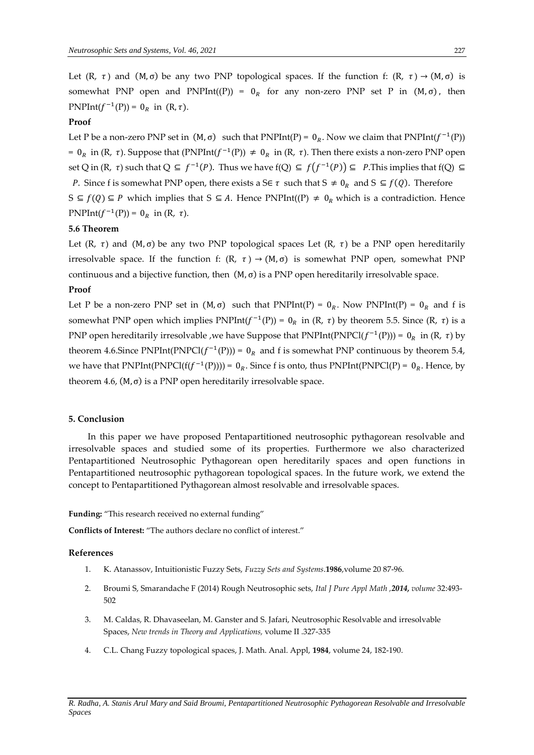Let (R, $\tau$) and $(\mathrm{M}, \sigma)$ be any two PNP topological spaces. If the function f: (R, $\tau$) $\rightarrow (\mathrm{M}, \sigma)$ is somewhat PNP open and PNPInt((P)) = $0_R$ for any non-zero PNP set P in $(\mathrm{M}, \sigma)$, then PNPInt($f^{-1}$(P)) = $0_R$ in $(\mathrm{R}, \tau)$.

**Proof**

Let P be a non-zero PNP set in $(\mathrm{M}, \sigma)$ such that PNPInt(P) = $0_R$. Now we claim that PNPInt($f^{-1}$(P)) = $0_R$ in (R, $\tau$). Suppose that (PNPInt($f^{-1}$(P)) $\neq 0_R$ in (R, $\tau$). Then there exists a non-zero PNP open set Q in (R, $\tau$) such that Q $\subseteq f^{-1}(P)$. Thus we have f(Q) $\subseteq f\left(f^{-1}(P)\right) \subseteq P$.This implies that f(Q) $\subseteq P$. Since f is somewhat PNP open, there exists a S$\in \tau$ such that S $\neq 0_R$ and S $\subseteq f(Q)$. Therefore S $\subseteq f(Q) \subseteq P$ which implies that S $\subseteq A$. Hence PNPInt((P) $\neq 0_R$ which is a contradiction. Hence PNPInt($f^{-1}$(P)) = $0_R$ in (R, $\tau$).

**5.6 Theorem**

Let (R, $\tau$) and $(\mathrm{M}, \sigma)$ be any two PNP topological spaces Let (R, $\tau$) be a PNP open hereditarily irresolvable space. If the function f: (R, $\tau$) $\rightarrow (\mathrm{M}, \sigma)$ is somewhat PNP open, somewhat PNP continuous and a bijective function, then $(\mathrm{M}, \sigma)$ is a PNP open hereditarily irresolvable space.

**Proof**

Let P be a non-zero PNP set in $(\mathrm{M}, \sigma)$ such that PNPInt(P) = $0_R$. Now PNPInt(P) = $0_R$ and f is somewhat PNP open which implies PNPInt($f^{-1}$(P)) = $0_R$ in (R, $\tau$) by theorem 5.5. Since (R, $\tau$) is a PNP open hereditarily irresolvable ,we have Suppose that PNPInt(PNPCl($f^{-1}$(P))) = $0_R$ in (R, $\tau$) by theorem 4.6.Since PNPInt(PNPCl($f^{-1}$(P))) = $0_R$ and f is somewhat PNP continuous by theorem 5.4, we have that PNPInt(PNPCl(f($f^{-1}$(P)))) = $0_R$. Since f is onto, thus PNPInt(PNPCl(P) = $0_R$. Hence, by theorem 4.6, $(\mathrm{M}, \sigma)$ is a PNP open hereditarily irresolvable space.

## 5. Conclusion

In this paper we have proposed Pentapartitioned neutrosophic pythagorean resolvable and irresolvable spaces and studied some of its properties. Furthermore we also characterized Pentapartitioned Neutrosophic Pythagorean open hereditarily spaces and open functions in Pentapartitioned neutrosophic pythagorean topological spaces. In the future work, we extend the concept to Pentapartitioned Pythagorean almost resolvable and irresolvable spaces.

**Funding:** "This research received no external funding"

**Conflicts of Interest:** "The authors declare no conflict of interest."

## References

1. K. Atanassov, Intuitionistic Fuzzy Sets, *Fuzzy Sets and Systems*.**1986**,volume 20 87-96.
2. Broumi S, Smarandache F (2014) Rough Neutrosophic sets, *Ital J Pure Appl Math* ,***2014,*** *volume* 32:493-502
3. M. Caldas, R. Dhavaseelan, M. Ganster and S. Jafari, Neutrosophic Resolvable and irresolvable Spaces, *New trends in Theory and Applications,* volume II .327-335
4. C.L. Chang Fuzzy topological spaces, J. Math. Anal. Appl, **1984**, volume 24, 182-190.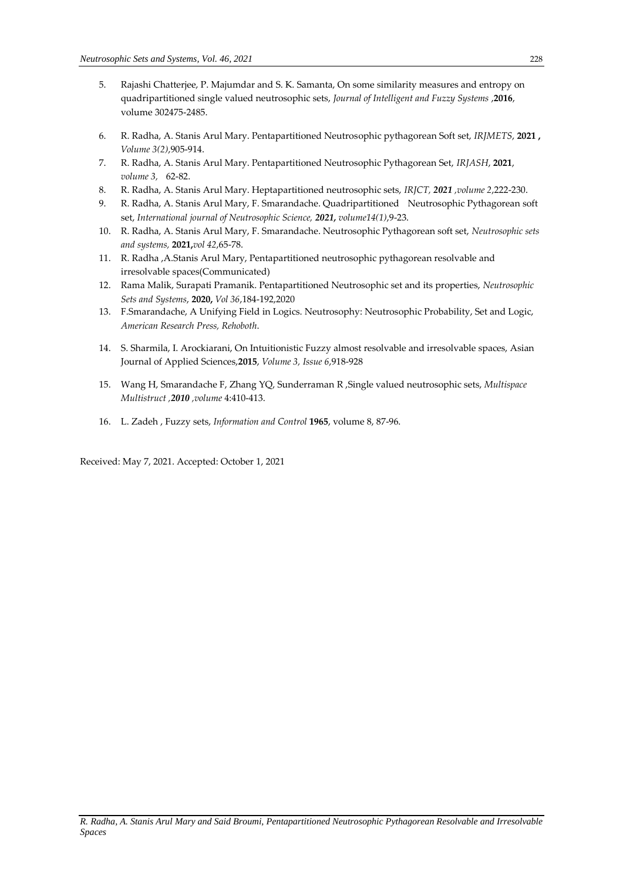5. Rajashi Chatterjee, P. Majumdar and S. K. Samanta, On some similarity measures and entropy on quadripartitioned single valued neutrosophic sets, *Journal of Intelligent and Fuzzy Systems* ,**2016**, volume 302475-2485.

6. R. Radha, A. Stanis Arul Mary. Pentapartitioned Neutrosophic pythagorean Soft set, *IRJMETS*, **2021 ,** *Volume 3(2)*,905-914.
7. R. Radha, A. Stanis Arul Mary. Pentapartitioned Neutrosophic Pythagorean Set, *IRJASH*, **2021**, *volume 3,* 62-82.
8. R. Radha, A. Stanis Arul Mary. Heptapartitioned neutrosophic sets, *IRJCT, **2021** ,volume 2*,222-230.
9. R. Radha, A. Stanis Arul Mary, F. Smarandache. Quadripartitioned Neutrosophic Pythagorean soft set, *International journal of Neutrosophic Science, **2021**, volume14(1)*,9-23.
10. R. Radha, A. Stanis Arul Mary, F. Smarandache. Neutrosophic Pythagorean soft set, *Neutrosophic sets and systems,* **2021,***vol 42*,65-78.
11. R. Radha ,A.Stanis Arul Mary, Pentapartitioned neutrosophic pythagorean resolvable and irresolvable spaces(Communicated)
12. Rama Malik, Surapati Pramanik. Pentapartitioned Neutrosophic set and its properties, *Neutrosophic Sets and Systems*, **2020,** *Vol 36*,184-192,2020
13. F.Smarandache, A Unifying Field in Logics. Neutrosophy: Neutrosophic Probability, Set and Logic, *American Research Press, Rehoboth.*

14. S. Sharmila, I. Arockiarani, On Intuitionistic Fuzzy almost resolvable and irresolvable spaces, Asian Journal of Applied Sciences,**2015**, *Volume 3, Issue 6*,918-928

15. Wang H, Smarandache F, Zhang YQ, Sunderraman R ,Single valued neutrosophic sets, *Multispace Multistruct ,**2010** ,volume* 4:410-413.

16. L. Zadeh , Fuzzy sets, *Information and Control* **1965**, volume 8, 87-96.

Received: May 7, 2021. Accepted: October 1, 2021